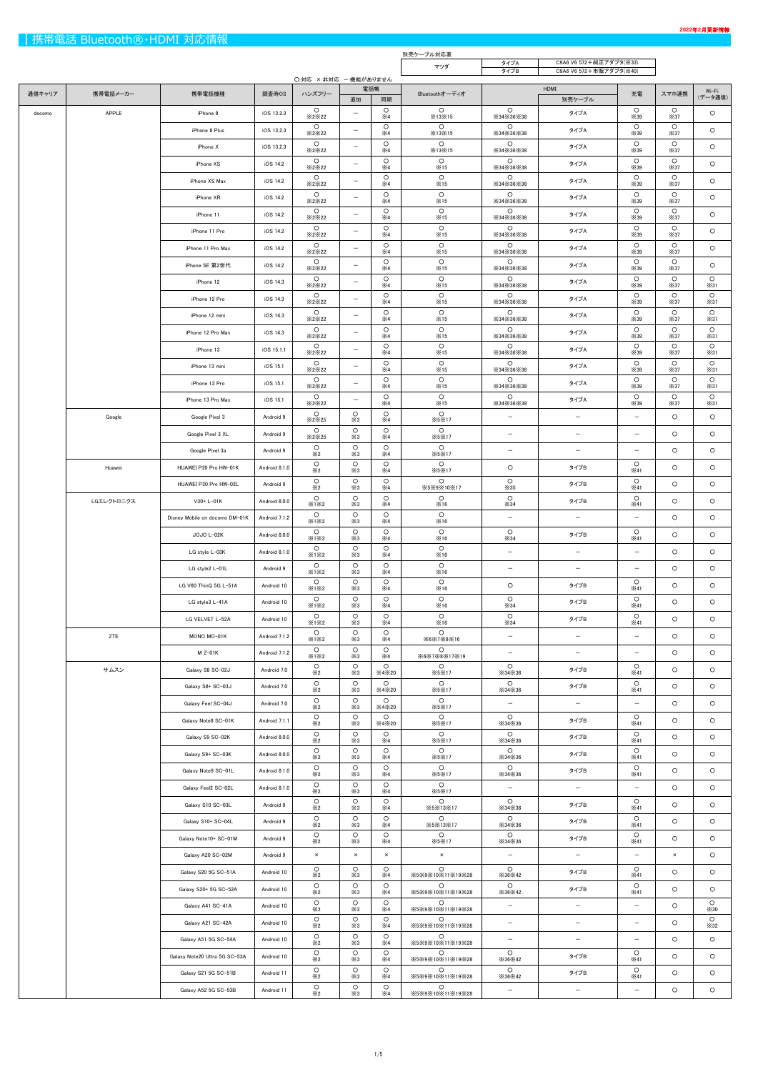2022年2月更新情報

# 携帯電話 Bluetooth®・HDMI 対応情報

別売ケーブル対応表

| マツダ | タイプA | C9A6 V6 572＋純正アダプタ(※33) |
|---|---|---|
| | タイプB | C9A6 V6 572＋市販アダプタ(※40) |

○:対応 ×:非対応 －:機能がありません

| 通信キャリア | 携帯電話メーカー | 携帯電話機種 | 調査時OS | ハンズフリー | 電話帳 | | Bluetoothオーディオ | HDMI | | 充電 | スマホ連携 | Wi-Fi (データ通信) |
|---|---|---|---|---|---|---|---|---|---|---|---|---|
| | | | | | 追加 | 同期 | | | 別売ケーブル | | | |
| docomo | APPLE | iPhone 8 | iOS 13.2.3 | ○ ※2※22 | － | ○ ※4 | ○ ※13※15 | ○ ※34※36※38 | タイプA | ○ ※39 | ○ ※37 | ○ |
| | | iPhone 8 Plus | iOS 13.2.3 | ○ ※2※22 | － | ○ ※4 | ○ ※13※15 | ○ ※34※36※38 | タイプA | ○ ※39 | ○ ※37 | ○ |
| | | iPhone X | iOS 13.2.3 | ○ ※2※22 | － | ○ ※4 | ○ ※13※15 | ○ ※34※36※38 | タイプA | ○ ※39 | ○ ※37 | ○ |
| | | iPhone XS | iOS 14.2 | ○ ※2※22 | － | ○ ※4 | ○ ※15 | ○ ※34※36※38 | タイプA | ○ ※39 | ○ ※37 | ○ |
| | | iPhone XS Max | iOS 14.2 | ○ ※2※22 | － | ○ ※4 | ○ ※15 | ○ ※34※36※38 | タイプA | ○ ※39 | ○ ※37 | ○ |
| | | iPhone XR | iOS 14.2 | ○ ※2※22 | － | ○ ※4 | ○ ※15 | ○ ※34※36※38 | タイプA | ○ ※39 | ○ ※37 | ○ |
| | | iPhone 11 | iOS 14.2 | ○ ※2※22 | － | ○ ※4 | ○ ※15 | ○ ※34※36※38 | タイプA | ○ ※39 | ○ ※37 | ○ |
| | | iPhone 11 Pro | iOS 14.2 | ○ ※2※22 | － | ○ ※4 | ○ ※15 | ○ ※34※36※38 | タイプA | ○ ※39 | ○ ※37 | ○ |
| | | iPhone 11 Pro Max | iOS 14.2 | ○ ※2※22 | － | ○ ※4 | ○ ※15 | ○ ※34※36※38 | タイプA | ○ ※39 | ○ ※37 | ○ |
| | | iPhone SE 第2世代 | iOS 14.2 | ○ ※2※22 | － | ○ ※4 | ○ ※15 | ○ ※34※36※38 | タイプA | ○ ※39 | ○ ※37 | ○ |
| | | iPhone 12 | iOS 14.3 | ○ ※2※22 | － | ○ ※4 | ○ ※15 | ○ ※34※36※38 | タイプA | ○ ※39 | ○ ※37 | ○ ※31 |
| | | iPhone 12 Pro | iOS 14.3 | ○ ※2※22 | － | ○ ※4 | ○ ※15 | ○ ※34※36※38 | タイプA | ○ ※39 | ○ ※37 | ○ ※31 |
| | | iPhone 12 mini | iOS 14.3 | ○ ※2※22 | － | ○ ※4 | ○ ※15 | ○ ※34※36※38 | タイプA | ○ ※39 | ○ ※37 | ○ ※31 |
| | | iPhone 12 Pro Max | iOS 14.3 | ○ ※2※22 | － | ○ ※4 | ○ ※15 | ○ ※34※36※38 | タイプA | ○ ※39 | ○ ※37 | ○ ※31 |
| | | iPhone 13 | iOS 15.1.1 | ○ ※2※22 | － | ○ ※4 | ○ ※15 | ○ ※34※36※38 | タイプA | ○ ※39 | ○ ※37 | ○ ※31 |
| | | iPhone 13 mini | iOS 15.1 | ○ ※2※22 | － | ○ ※4 | ○ ※15 | ○ ※34※36※38 | タイプA | ○ ※39 | ○ ※37 | ○ ※31 |
| | | iPhone 13 Pro | iOS 15.1 | ○ ※2※22 | － | ○ ※4 | ○ ※15 | ○ ※34※36※38 | タイプA | ○ ※39 | ○ ※37 | ○ ※31 |
| | | iPhone 13 Pro Max | iOS 15.1 | ○ ※2※22 | － | ○ ※4 | ○ ※15 | ○ ※34※36※38 | タイプA | ○ ※39 | ○ ※37 | ○ ※31 |
| | Google | Google Pixel 3 | Android 9 | ○ ※2※25 | ○ ※3 | ○ ※4 | ○ ※5※17 | － | － | － | ○ | ○ |
| | | Google Pixel 3 XL | Android 9 | ○ ※2※25 | ○ ※3 | ○ ※4 | ○ ※5※17 | － | － | － | ○ | ○ |
| | | Google Pixel 3a | Android 9 | ○ ※2 | ○ ※3 | ○ ※4 | ○ ※5※17 | － | － | － | ○ | ○ |
| | Huawei | HUAWEI P20 Pro HW-01K | Android 8.1.0 | ○ ※2 | ○ ※3 | ○ ※4 | ○ ※5※17 | ○ | タイプB | ○ ※41 | ○ | ○ |
| | | HUAWEI P30 Pro HW-02L | Android 9 | ○ ※2 | ○ ※3 | ○ ※4 | ○ ※5※9※10※17 | ○ ※35 | タイプB | ○ ※41 | ○ | ○ |
| | LGエレクトロニクス | V30+ L-01K | Android 8.0.0 | ○ ※1※2 | ○ ※3 | ○ ※4 | ○ ※16 | ○ ※34 | タイプB | ○ ※41 | ○ | ○ |
| | | Disney Mobile on docomo DM-01K | Android 7.1.2 | ○ ※1※2 | ○ ※3 | ○ ※4 | ○ ※16 | － | － | － | ○ | ○ |
| | | JOJO L-02K | Android 8.0.0 | ○ ※1※2 | ○ ※3 | ○ ※4 | ○ ※16 | ○ ※34 | タイプB | ○ ※41 | ○ | ○ |
| | | LG style L-03K | Android 8.1.0 | ○ ※1※2 | ○ ※3 | ○ ※4 | ○ ※16 | － | － | － | ○ | ○ |
| | | LG style2 L-01L | Android 9 | ○ ※1※2 | ○ ※3 | ○ ※4 | ○ ※16 | － | － | － | ○ | ○ |
| | | LG V60 ThinQ 5G L-51A | Android 10 | ○ ※1※2 | ○ ※3 | ○ ※4 | ○ ※16 | ○ | タイプB | ○ ※41 | ○ | ○ |
| | | LG style3 L-41A | Android 10 | ○ ※1※2 | ○ ※3 | ○ ※4 | ○ ※16 | ○ ※34 | タイプB | ○ ※41 | ○ | ○ |
| | | LG VELVET L-52A | Android 10 | ○ ※1※2 | ○ ※3 | ○ ※4 | ○ ※16 | ○ ※34 | タイプB | ○ ※41 | ○ | ○ |
| | ZTE | MONO MO-01K | Android 7.1.2 | ○ ※1※2 | ○ ※3 | ○ ※4 | ○ ※6※7※8※16 | － | － | － | ○ | ○ |
| | | M Z-01K | Android 7.1.2 | ○ ※1※2 | ○ ※3 | ○ ※4 | ○ ※6※7※8※17※19 | － | － | － | ○ | ○ |
| | サムスン | Galaxy S8 SC-02J | Android 7.0 | ○ ※2 | ○ ※3 | ○ ※4※20 | ○ ※5※17 | ○ ※34※36 | タイプB | ○ ※41 | ○ | ○ |
| | | Galaxy S8+ SC-03J | Android 7.0 | ○ ※2 | ○ ※3 | ○ ※4※20 | ○ ※5※17 | ○ ※34※36 | タイプB | ○ ※41 | ○ | ○ |
| | | Galaxy Feel SC-04J | Android 7.0 | ○ ※2 | ○ ※3 | ○ ※4※20 | ○ ※5※17 | － | － | － | ○ | ○ |
| | | Galaxy Note8 SC-01K | Android 7.1.1 | ○ ※2 | ○ ※3 | ○ ※4※20 | ○ ※5※17 | ○ ※34※36 | タイプB | ○ ※41 | ○ | ○ |
| | | Galaxy S9 SC-02K | Android 8.0.0 | ○ ※2 | ○ ※3 | ○ ※4 | ○ ※5※17 | ○ ※34※36 | タイプB | ○ ※41 | ○ | ○ |
| | | Galaxy S9+ SC-03K | Android 8.0.0 | ○ ※2 | ○ ※3 | ○ ※4 | ○ ※5※17 | ○ ※34※36 | タイプB | ○ ※41 | ○ | ○ |
| | | Galaxy Note9 SC-01L | Android 8.1.0 | ○ ※2 | ○ ※3 | ○ ※4 | ○ ※5※17 | ○ ※34※36 | タイプB | ○ ※41 | ○ | ○ |
| | | Galaxy Feel2 SC-02L | Android 8.1.0 | ○ ※2 | ○ ※3 | ○ ※4 | ○ ※5※17 | － | － | － | ○ | ○ |
| | | Galaxy S10 SC-03L | Android 9 | ○ ※2 | ○ ※3 | ○ ※4 | ○ ※5※13※17 | ○ ※34※36 | タイプB | ○ ※41 | ○ | ○ |
| | | Galaxy S10+ SC-04L | Android 9 | ○ ※2 | ○ ※3 | ○ ※4 | ○ ※5※13※17 | ○ ※34※36 | タイプB | ○ ※41 | ○ | ○ |
| | | Galaxy Note10+ SC-01M | Android 9 | ○ ※2 | ○ ※3 | ○ ※4 | ○ ※5※17 | ○ ※34※36 | タイプB | ○ ※41 | ○ | ○ |
| | | Galaxy A20 SC-02M | Android 9 | × | × | × | × | － | － | － | × | ○ |
| | | Galaxy S20 5G SC-51A | Android 10 | ○ ※2 | ○ ※3 | ○ ※4 | ○ ※5※9※10※11※19※28 | ○ ※36※42 | タイプB | ○ ※41 | ○ | ○ |
| | | Galaxy S20+ 5G SC-52A | Android 10 | ○ ※2 | ○ ※3 | ○ ※4 | ○ ※5※9※10※11※19※28 | ○ ※36※42 | タイプB | ○ ※41 | ○ | ○ |
| | | Galaxy A41 SC-41A | Android 10 | ○ ※2 | ○ ※3 | ○ ※4 | ○ ※5※9※10※11※19※28 | － | － | － | ○ | ○ ※30 |
| | | Galaxy A21 SC-42A | Android 10 | ○ ※2 | ○ ※3 | ○ ※4 | ○ ※5※9※10※11※19※28 | － | － | － | ○ | ○ ※32 |
| | | Galaxy A51 5G SC-54A | Android 10 | ○ ※2 | ○ ※3 | ○ ※4 | ○ ※5※9※10※11※19※28 | － | － | － | ○ | ○ |
| | | Galaxy Note20 Ultra 5G SC-53A | Android 10 | ○ ※2 | ○ ※3 | ○ ※4 | ○ ※5※9※10※11※19※28 | ○ ※36※42 | タイプB | ○ ※41 | ○ | ○ |
| | | Galaxy S21 5G SC-51B | Android 11 | ○ ※2 | ○ ※3 | ○ ※4 | ○ ※5※9※10※11※19※28 | ○ ※36※42 | タイプB | ○ ※41 | ○ | ○ |
| | | Galaxy A52 5G SC-53B | Android 11 | ○ ※2 | ○ ※3 | ○ ※4 | ○ ※5※9※10※11※19※28 | － | － | － | ○ | ○ |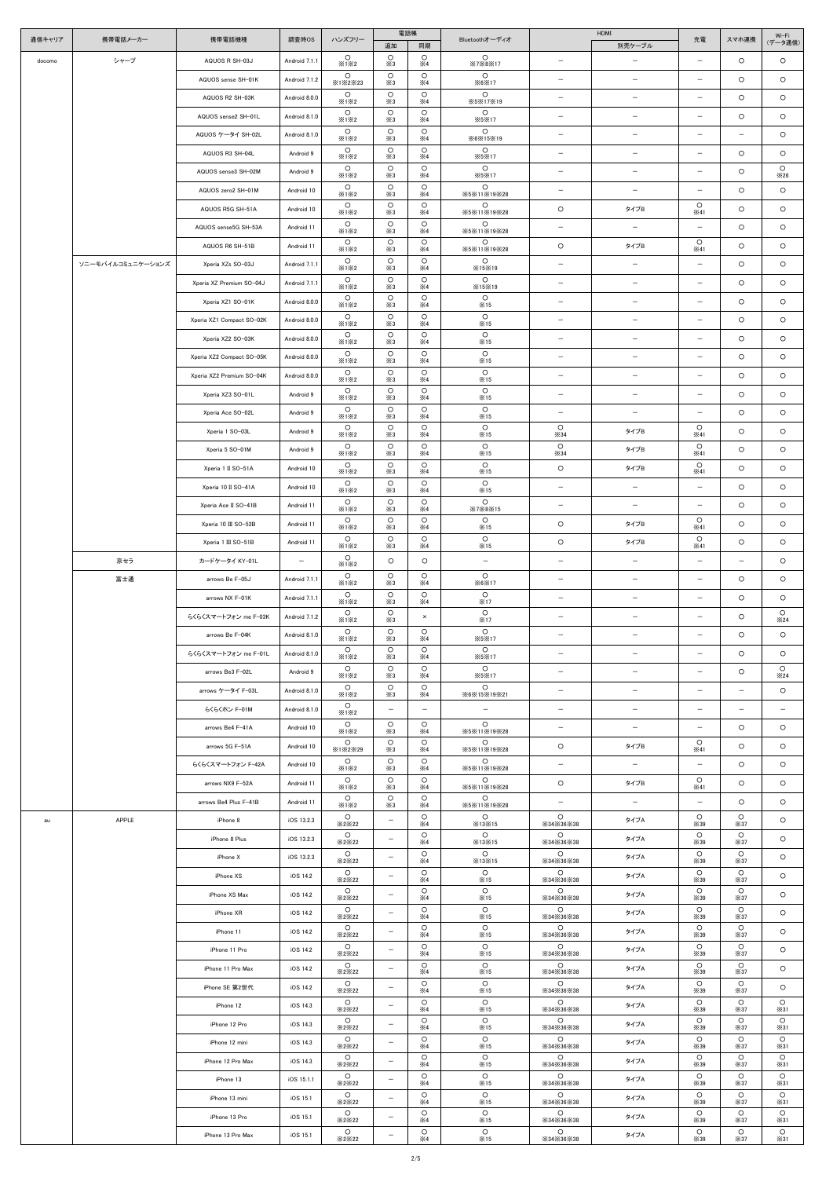| 通信キャリア | 携帯電話メーカー | 携帯電話機種 | 調査時OS | ハンズフリー | 電話帳 | | Bluetoothオーディオ | HDMI | | 充電 | スマホ連携 | Wi-Fi（データ通信） |
|---|---|---|---|---|---|---|---|---|---|---|---|---|
| | | | | | 追加 | 同期 | | | 別売ケーブル | | | |
| docomo | シャープ | AQUOS R SH-03J | Android 7.1.1 | ○ ※1※2 | ○ ※3 | ○ ※4 | ○ ※7※8※17 | － | － | － | ○ | ○ |
| | | AQUOS sense SH-01K | Android 7.1.2 | ○ ※1※2※23 | ○ ※3 | ○ ※4 | ○ ※6※17 | － | － | － | ○ | ○ |
| | | AQUOS R2 SH-03K | Android 8.0.0 | ○ ※1※2 | ○ ※3 | ○ ※4 | ○ ※5※17※19 | － | － | － | ○ | ○ |
| | | AQUOS sense2 SH-01L | Android 8.1.0 | ○ ※1※2 | ○ ※3 | ○ ※4 | ○ ※5※17 | － | － | － | ○ | ○ |
| | | AQUOS ケータイ SH-02L | Android 8.1.0 | ○ ※1※2 | ○ ※3 | ○ ※4 | ○ ※6※15※19 | － | － | － | － | ○ |
| | | AQUOS R3 SH-04L | Android 9 | ○ ※1※2 | ○ ※3 | ○ ※4 | ○ ※5※17 | － | － | － | ○ | ○ |
| | | AQUOS sense3 SH-02M | Android 9 | ○ ※1※2 | ○ ※3 | ○ ※4 | ○ ※5※17 | － | － | － | ○ | ○ ※26 |
| | | AQUOS zero2 SH-01M | Android 10 | ○ ※1※2 | ○ ※3 | ○ ※4 | ○ ※5※11※19※28 | － | － | － | ○ | ○ |
| | | AQUOS R5G SH-51A | Android 10 | ○ ※1※2 | ○ ※3 | ○ ※4 | ○ ※5※11※19※28 | ○ | タイプB | ○ ※41 | ○ | ○ |
| | | AQUOS sense5G SH-53A | Android 11 | ○ ※1※2 | ○ ※3 | ○ ※4 | ○ ※5※11※19※28 | － | － | － | ○ | ○ |
| | | AQUOS R6 SH-51B | Android 11 | ○ ※1※2 | ○ ※3 | ○ ※4 | ○ ※5※11※19※28 | ○ | タイプB | ○ ※41 | ○ | ○ |
| | ソニーモバイルコミュニケーションズ | Xperia XZs SO-03J | Android 7.1.1 | ○ ※1※2 | ○ ※3 | ○ ※4 | ○ ※15※19 | － | － | － | ○ | ○ |
| | | Xperia XZ Premium SO-04J | Android 7.1.1 | ○ ※1※2 | ○ ※3 | ○ ※4 | ○ ※15※19 | － | － | － | ○ | ○ |
| | | Xperia XZ1 SO-01K | Android 8.0.0 | ○ ※1※2 | ○ ※3 | ○ ※4 | ○ ※15 | － | － | － | ○ | ○ |
| | | Xperia XZ1 Compact SO-02K | Android 8.0.0 | ○ ※1※2 | ○ ※3 | ○ ※4 | ○ ※15 | － | － | － | ○ | ○ |
| | | Xperia XZ2 SO-03K | Android 8.0.0 | ○ ※1※2 | ○ ※3 | ○ ※4 | ○ ※15 | － | － | － | ○ | ○ |
| | | Xperia XZ2 Compact SO-05K | Android 8.0.0 | ○ ※1※2 | ○ ※3 | ○ ※4 | ○ ※15 | － | － | － | ○ | ○ |
| | | Xperia XZ2 Premium SO-04K | Android 8.0.0 | ○ ※1※2 | ○ ※3 | ○ ※4 | ○ ※15 | － | － | － | ○ | ○ |
| | | Xperia XZ3 SO-01L | Android 9 | ○ ※1※2 | ○ ※3 | ○ ※4 | ○ ※15 | － | － | － | ○ | ○ |
| | | Xperia Ace SO-02L | Android 9 | ○ ※1※2 | ○ ※3 | ○ ※4 | ○ ※15 | － | － | － | ○ | ○ |
| | | Xperia 1 SO-03L | Android 9 | ○ ※1※2 | ○ ※3 | ○ ※4 | ○ ※15 | ○ ※34 | タイプB | ○ ※41 | ○ | ○ |
| | | Xperia 5 SO-01M | Android 9 | ○ ※1※2 | ○ ※3 | ○ ※4 | ○ ※15 | ○ ※34 | タイプB | ○ ※41 | ○ | ○ |
| | | Xperia 1 II SO-51A | Android 10 | ○ ※1※2 | ○ ※3 | ○ ※4 | ○ ※15 | ○ | タイプB | ○ ※41 | ○ | ○ |
| | | Xperia 10 II SO-41A | Android 10 | ○ ※1※2 | ○ ※3 | ○ ※4 | ○ ※15 | － | － | － | ○ | ○ |
| | | Xperia Ace II SO-41B | Android 11 | ○ ※1※2 | ○ ※3 | ○ ※4 | ○ ※7※8※15 | － | － | － | ○ | ○ |
| | | Xperia 10 III SO-52B | Android 11 | ○ ※1※2 | ○ ※3 | ○ ※4 | ○ ※15 | ○ | タイプB | ○ ※41 | ○ | ○ |
| | | Xperia 1 III SO-51B | Android 11 | ○ ※1※2 | ○ ※3 | ○ ※4 | ○ ※15 | ○ | タイプB | ○ ※41 | ○ | ○ |
| | 京セラ | カードケータイ KY-01L | － | ○ ※1※2 | ○ | ○ | － | － | － | － | － | ○ |
| | 富士通 | arrows Be F-05J | Android 7.1.1 | ○ ※1※2 | ○ ※3 | ○ ※4 | ○ ※6※17 | － | － | － | ○ | ○ |
| | | arrows NX F-01K | Android 7.1.1 | ○ ※1※2 | ○ ※3 | ○ ※4 | ○ ※17 | － | － | － | ○ | ○ |
| | | らくらくスマートフォン me F-03K | Android 7.1.2 | ○ ※1※2 | ○ ※3 | × | ○ ※17 | － | － | － | ○ | ○ ※24 |
| | | arrows Be F-04K | Android 8.1.0 | ○ ※1※2 | ○ ※3 | ○ ※4 | ○ ※5※17 | － | － | － | ○ | ○ |
| | | らくらくスマートフォン me F-01L | Android 8.1.0 | ○ ※1※2 | ○ ※3 | ○ ※4 | ○ ※5※17 | － | － | － | ○ | ○ |
| | | arrows Be3 F-02L | Android 9 | ○ ※1※2 | ○ ※3 | ○ ※4 | ○ ※5※17 | － | － | － | ○ | ○ ※24 |
| | | arrows ケータイ F-03L | Android 8.1.0 | ○ ※1※2 | ○ ※3 | ○ ※4 | ○ ※6※15※19※21 | － | － | － | － | ○ |
| | | らくらくホン F-01M | Android 8.1.0 | ○ ※1※2 | － | － | － | － | － | － | － | － |
| | | arrows Be4 F-41A | Android 10 | ○ ※1※2 | ○ ※3 | ○ ※4 | ○ ※5※11※19※28 | － | － | － | ○ | ○ |
| | | arrows 5G F-51A | Android 10 | ○ ※1※2※29 | ○ ※3 | ○ ※4 | ○ ※5※11※19※28 | ○ | タイプB | ○ ※41 | ○ | ○ |
| | | らくらくスマートフォン F-42A | Android 10 | ○ ※1※2 | ○ ※3 | ○ ※4 | ○ ※5※11※19※28 | － | － | － | ○ | ○ |
| | | arrows NX9 F-52A | Android 11 | ○ ※1※2 | ○ ※3 | ○ ※4 | ○ ※5※11※19※28 | ○ | タイプB | ○ ※41 | ○ | ○ |
| | | arrows Be4 Plus F-41B | Android 11 | ○ ※1※2 | ○ ※3 | ○ ※4 | ○ ※5※11※19※28 | － | － | － | ○ | ○ |
| au | APPLE | iPhone 8 | iOS 13.2.3 | ○ ※2※22 | － | ○ ※4 | ○ ※13※15 | ○ ※34※36※38 | タイプA | ○ ※39 | ○ ※37 | ○ |
| | | iPhone 8 Plus | iOS 13.2.3 | ○ ※2※22 | － | ○ ※4 | ○ ※13※15 | ○ ※34※36※38 | タイプA | ○ ※39 | ○ ※37 | ○ |
| | | iPhone X | iOS 13.2.3 | ○ ※2※22 | － | ○ ※4 | ○ ※13※15 | ○ ※34※36※38 | タイプA | ○ ※39 | ○ ※37 | ○ |
| | | iPhone XS | iOS 14.2 | ○ ※2※22 | － | ○ ※4 | ○ ※15 | ○ ※34※36※38 | タイプA | ○ ※39 | ○ ※37 | ○ |
| | | iPhone XS Max | iOS 14.2 | ○ ※2※22 | － | ○ ※4 | ○ ※15 | ○ ※34※36※38 | タイプA | ○ ※39 | ○ ※37 | ○ |
| | | iPhone XR | iOS 14.2 | ○ ※2※22 | － | ○ ※4 | ○ ※15 | ○ ※34※36※38 | タイプA | ○ ※39 | ○ ※37 | ○ |
| | | iPhone 11 | iOS 14.2 | ○ ※2※22 | － | ○ ※4 | ○ ※15 | ○ ※34※36※38 | タイプA | ○ ※39 | ○ ※37 | ○ |
| | | iPhone 11 Pro | iOS 14.2 | ○ ※2※22 | － | ○ ※4 | ○ ※15 | ○ ※34※36※38 | タイプA | ○ ※39 | ○ ※37 | ○ |
| | | iPhone 11 Pro Max | iOS 14.2 | ○ ※2※22 | － | ○ ※4 | ○ ※15 | ○ ※34※36※38 | タイプA | ○ ※39 | ○ ※37 | ○ |
| | | iPhone SE 第2世代 | iOS 14.2 | ○ ※2※22 | － | ○ ※4 | ○ ※15 | ○ ※34※36※38 | タイプA | ○ ※39 | ○ ※37 | ○ |
| | | iPhone 12 | iOS 14.3 | ○ ※2※22 | － | ○ ※4 | ○ ※15 | ○ ※34※36※38 | タイプA | ○ ※39 | ○ ※37 | ○ ※31 |
| | | iPhone 12 Pro | iOS 14.3 | ○ ※2※22 | － | ○ ※4 | ○ ※15 | ○ ※34※36※38 | タイプA | ○ ※39 | ○ ※37 | ○ ※31 |
| | | iPhone 12 mini | iOS 14.3 | ○ ※2※22 | － | ○ ※4 | ○ ※15 | ○ ※34※36※38 | タイプA | ○ ※39 | ○ ※37 | ○ ※31 |
| | | iPhone 12 Pro Max | iOS 14.3 | ○ ※2※22 | － | ○ ※4 | ○ ※15 | ○ ※34※36※38 | タイプA | ○ ※39 | ○ ※37 | ○ ※31 |
| | | iPhone 13 | iOS 15.1.1 | ○ ※2※22 | － | ○ ※4 | ○ ※15 | ○ ※34※36※38 | タイプA | ○ ※39 | ○ ※37 | ○ ※31 |
| | | iPhone 13 mini | iOS 15.1 | ○ ※2※22 | － | ○ ※4 | ○ ※15 | ○ ※34※36※38 | タイプA | ○ ※39 | ○ ※37 | ○ ※31 |
| | | iPhone 13 Pro | iOS 15.1 | ○ ※2※22 | － | ○ ※4 | ○ ※15 | ○ ※34※36※38 | タイプA | ○ ※39 | ○ ※37 | ○ ※31 |
| | | iPhone 13 Pro Max | iOS 15.1 | ○ ※2※22 | － | ○ ※4 | ○ ※15 | ○ ※34※36※38 | タイプA | ○ ※39 | ○ ※37 | ○ ※31 |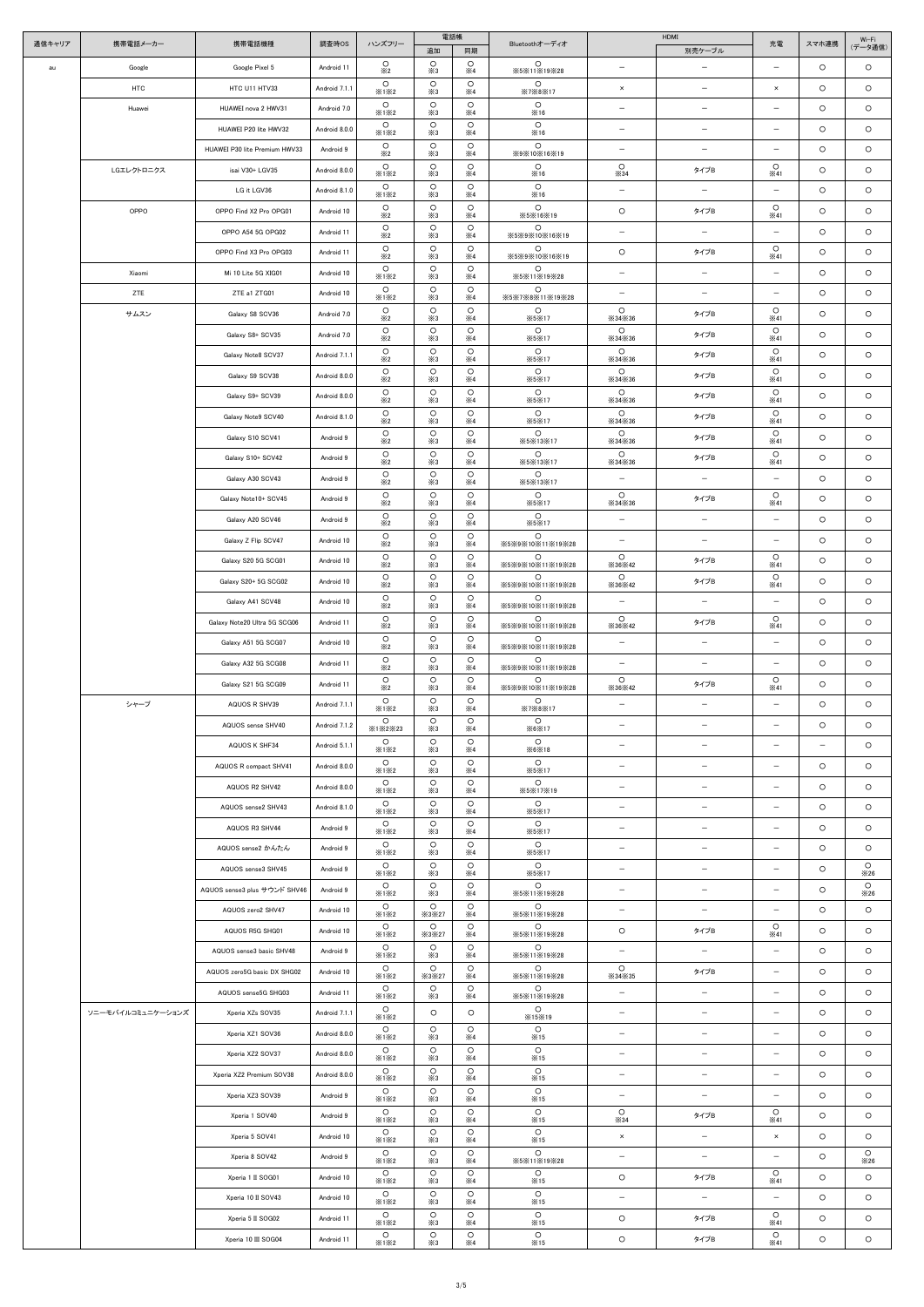| 通信キャリア | 携帯電話メーカー | 携帯電話機種 | 調査時OS | ハンズフリー | 電話帳 | | Bluetoothオーディオ | HDMI | | 充電 | スマホ連携 | Wi-Fi（データ通信） |
|---|---|---|---|---|---|---|---|---|---|---|---|---|
| | | | | | 追加 | 同期 | | | 別売ケーブル | | | |
| au | Google | Google Pixel 5 | Android 11 | ○ ※2 | ○ ※3 | ○ ※4 | ○ ※5※11※19※28 | － | － | － | ○ | ○ |
| | HTC | HTC U11 HTV33 | Android 7.1.1 | ○ ※1※2 | ○ ※3 | ○ ※4 | ○ ※7※8※17 | × | － | × | ○ | ○ |
| | Huawei | HUAWEI nova 2 HWV31 | Android 7.0 | ○ ※1※2 | ○ ※3 | ○ ※4 | ○ ※16 | － | － | － | ○ | ○ |
| | | HUAWEI P20 lite HWV32 | Android 8.0.0 | ○ ※1※2 | ○ ※3 | ○ ※4 | ○ ※16 | － | － | － | ○ | ○ |
| | | HUAWEI P30 lite Premium HWV33 | Android 9 | ○ ※2 | ○ ※3 | ○ ※4 | ○ ※9※10※16※19 | － | － | － | ○ | ○ |
| | LGエレクトロニクス | isai V30+ LGV35 | Android 8.0.0 | ○ ※1※2 | ○ ※3 | ○ ※4 | ○ ※16 | ○ ※34 | タイプB | ○ ※41 | ○ | ○ |
| | | LG it LGV36 | Android 8.1.0 | ○ ※1※2 | ○ ※3 | ○ ※4 | ○ ※16 | － | － | － | ○ | ○ |
| | OPPO | OPPO Find X2 Pro OPG01 | Android 10 | ○ ※2 | ○ ※3 | ○ ※4 | ○ ※5※16※19 | ○ | タイプB | ○ ※41 | ○ | ○ |
| | | OPPO A54 5G OPG02 | Android 11 | ○ ※2 | ○ ※3 | ○ ※4 | ○ ※5※9※10※16※19 | － | － | － | ○ | ○ |
| | | OPPO Find X3 Pro OPG03 | Android 11 | ○ ※2 | ○ ※3 | ○ ※4 | ○ ※5※9※10※16※19 | ○ | タイプB | ○ ※41 | ○ | ○ |
| | Xiaomi | Mi 10 Lite 5G XIG01 | Android 10 | ○ ※1※2 | ○ ※3 | ○ ※4 | ○ ※5※11※19※28 | － | － | － | ○ | ○ |
| | ZTE | ZTE a1 ZTG01 | Android 10 | ○ ※1※2 | ○ ※3 | ○ ※4 | ○ ※5※7※8※11※19※28 | － | － | － | ○ | ○ |
| | サムスン | Galaxy S8 SCV36 | Android 7.0 | ○ ※2 | ○ ※3 | ○ ※4 | ○ ※5※17 | ○ ※34※36 | タイプB | ○ ※41 | ○ | ○ |
| | | Galaxy S8+ SCV35 | Android 7.0 | ○ ※2 | ○ ※3 | ○ ※4 | ○ ※5※17 | ○ ※34※36 | タイプB | ○ ※41 | ○ | ○ |
| | | Galaxy Note8 SCV37 | Android 7.1.1 | ○ ※2 | ○ ※3 | ○ ※4 | ○ ※5※17 | ○ ※34※36 | タイプB | ○ ※41 | ○ | ○ |
| | | Galaxy S9 SCV38 | Android 8.0.0 | ○ ※2 | ○ ※3 | ○ ※4 | ○ ※5※17 | ○ ※34※36 | タイプB | ○ ※41 | ○ | ○ |
| | | Galaxy S9+ SCV39 | Android 8.0.0 | ○ ※2 | ○ ※3 | ○ ※4 | ○ ※5※17 | ○ ※34※36 | タイプB | ○ ※41 | ○ | ○ |
| | | Galaxy Note9 SCV40 | Android 8.1.0 | ○ ※2 | ○ ※3 | ○ ※4 | ○ ※5※17 | ○ ※34※36 | タイプB | ○ ※41 | ○ | ○ |
| | | Galaxy S10 SCV41 | Android 9 | ○ ※2 | ○ ※3 | ○ ※4 | ○ ※5※13※17 | ○ ※34※36 | タイプB | ○ ※41 | ○ | ○ |
| | | Galaxy S10+ SCV42 | Android 9 | ○ ※2 | ○ ※3 | ○ ※4 | ○ ※5※13※17 | ○ ※34※36 | タイプB | ○ ※41 | ○ | ○ |
| | | Galaxy A30 SCV43 | Android 9 | ○ ※2 | ○ ※3 | ○ ※4 | ○ ※5※13※17 | － | － | － | ○ | ○ |
| | | Galaxy Note10+ SCV45 | Android 9 | ○ ※2 | ○ ※3 | ○ ※4 | ○ ※5※17 | ○ ※34※36 | タイプB | ○ ※41 | ○ | ○ |
| | | Galaxy A20 SCV46 | Android 9 | ○ ※2 | ○ ※3 | ○ ※4 | ○ ※5※17 | － | － | － | ○ | ○ |
| | | Galaxy Z Flip SCV47 | Android 10 | ○ ※2 | ○ ※3 | ○ ※4 | ○ ※5※9※10※11※19※28 | － | － | － | ○ | ○ |
| | | Galaxy S20 5G SCG01 | Android 10 | ○ ※2 | ○ ※3 | ○ ※4 | ○ ※5※9※10※11※19※28 | ○ ※36※42 | タイプB | ○ ※41 | ○ | ○ |
| | | Galaxy S20+ 5G SCG02 | Android 10 | ○ ※2 | ○ ※3 | ○ ※4 | ○ ※5※9※10※11※19※28 | ○ ※36※42 | タイプB | ○ ※41 | ○ | ○ |
| | | Galaxy A41 SCV48 | Android 10 | ○ ※2 | ○ ※3 | ○ ※4 | ○ ※5※9※10※11※19※28 | － | － | － | ○ | ○ |
| | | Galaxy Note20 Ultra 5G SCG06 | Android 11 | ○ ※2 | ○ ※3 | ○ ※4 | ○ ※5※9※10※11※19※28 | ○ ※36※42 | タイプB | ○ ※41 | ○ | ○ |
| | | Galaxy A51 5G SCG07 | Android 10 | ○ ※2 | ○ ※3 | ○ ※4 | ○ ※5※9※10※11※19※28 | － | － | － | ○ | ○ |
| | | Galaxy A32 5G SCG08 | Android 11 | ○ ※2 | ○ ※3 | ○ ※4 | ○ ※5※9※10※11※19※28 | － | － | － | ○ | ○ |
| | | Galaxy S21 5G SCG09 | Android 11 | ○ ※2 | ○ ※3 | ○ ※4 | ○ ※5※9※10※11※19※28 | ○ ※36※42 | タイプB | ○ ※41 | ○ | ○ |
| | シャープ | AQUOS R SHV39 | Android 7.1.1 | ○ ※1※2 | ○ ※3 | ○ ※4 | ○ ※7※8※17 | － | － | － | ○ | ○ |
| | | AQUOS sense SHV40 | Android 7.1.2 | ○ ※1※2※23 | ○ ※3 | ○ ※4 | ○ ※6※17 | － | － | － | ○ | ○ |
| | | AQUOS K SHF34 | Android 5.1.1 | ○ ※1※2 | ○ ※3 | ○ ※4 | ○ ※6※18 | － | － | － | － | ○ |
| | | AQUOS R compact SHV41 | Android 8.0.0 | ○ ※1※2 | ○ ※3 | ○ ※4 | ○ ※5※17 | － | － | － | ○ | ○ |
| | | AQUOS R2 SHV42 | Android 8.0.0 | ○ ※1※2 | ○ ※3 | ○ ※4 | ○ ※5※17※19 | － | － | － | ○ | ○ |
| | | AQUOS sense2 SHV43 | Android 8.1.0 | ○ ※1※2 | ○ ※3 | ○ ※4 | ○ ※5※17 | － | － | － | ○ | ○ |
| | | AQUOS R3 SHV44 | Android 9 | ○ ※1※2 | ○ ※3 | ○ ※4 | ○ ※5※17 | － | － | － | ○ | ○ |
| | | AQUOS sense2 かんたん | Android 9 | ○ ※1※2 | ○ ※3 | ○ ※4 | ○ ※5※17 | － | － | － | ○ | ○ |
| | | AQUOS sense3 SHV45 | Android 9 | ○ ※1※2 | ○ ※3 | ○ ※4 | ○ ※5※17 | － | － | － | ○ | ○ ※26 |
| | | AQUOS sense3 plus サウンド SHV46 | Android 9 | ○ ※1※2 | ○ ※3 | ○ ※4 | ○ ※5※11※19※28 | － | － | － | ○ | ○ ※26 |
| | | AQUOS zero2 SHV47 | Android 10 | ○ ※1※2 | ○ ※3※27 | ○ ※4 | ○ ※5※11※19※28 | － | － | － | ○ | ○ |
| | | AQUOS R5G SHG01 | Android 10 | ○ ※1※2 | ○ ※3※27 | ○ ※4 | ○ ※5※11※19※28 | ○ | タイプB | ○ ※41 | ○ | ○ |
| | | AQUOS sense3 basic SHV48 | Android 9 | ○ ※1※2 | ○ ※3 | ○ ※4 | ○ ※5※11※19※28 | － | － | － | ○ | ○ |
| | | AQUOS zero5G basic DX SHG02 | Android 10 | ○ ※1※2 | ○ ※3※27 | ○ ※4 | ○ ※5※11※19※28 | ○ ※34※35 | タイプB | － | ○ | ○ |
| | | AQUOS sense5G SHG03 | Android 11 | ○ ※1※2 | ○ ※3 | ○ ※4 | ○ ※5※11※19※28 | － | － | － | ○ | ○ |
| | ソニーモバイルコミュニケーションズ | Xperia XZs SOV35 | Android 7.1.1 | ○ ※1※2 | ○ | ○ | ○ ※15※19 | － | － | － | ○ | ○ |
| | | Xperia XZ1 SOV36 | Android 8.0.0 | ○ ※1※2 | ○ ※3 | ○ ※4 | ○ ※15 | － | － | － | ○ | ○ |
| | | Xperia XZ2 SOV37 | Android 8.0.0 | ○ ※1※2 | ○ ※3 | ○ ※4 | ○ ※15 | － | － | － | ○ | ○ |
| | | Xperia XZ2 Premium SOV38 | Android 8.0.0 | ○ ※1※2 | ○ ※3 | ○ ※4 | ○ ※15 | － | － | － | ○ | ○ |
| | | Xperia XZ3 SOV39 | Android 9 | ○ ※1※2 | ○ ※3 | ○ ※4 | ○ ※15 | － | － | － | ○ | ○ |
| | | Xperia 1 SOV40 | Android 9 | ○ ※1※2 | ○ ※3 | ○ ※4 | ○ ※15 | ○ ※34 | タイプB | ○ ※41 | ○ | ○ |
| | | Xperia 5 SOV41 | Android 10 | ○ ※1※2 | ○ ※3 | ○ ※4 | ○ ※15 | × | － | × | ○ | ○ |
| | | Xperia 8 SOV42 | Android 9 | ○ ※1※2 | ○ ※3 | ○ ※4 | ○ ※5※11※19※28 | － | － | － | ○ | ○ ※26 |
| | | Xperia 1 Ⅱ SOG01 | Android 10 | ○ ※1※2 | ○ ※3 | ○ ※4 | ○ ※15 | ○ | タイプB | ○ ※41 | ○ | ○ |
| | | Xperia 10 Ⅱ SOV43 | Android 10 | ○ ※1※2 | ○ ※3 | ○ ※4 | ○ ※15 | － | － | － | ○ | ○ |
| | | Xperia 5 Ⅱ SOG02 | Android 11 | ○ ※1※2 | ○ ※3 | ○ ※4 | ○ ※15 | ○ | タイプB | ○ ※41 | ○ | ○ |
| | | Xperia 10 Ⅲ SOG04 | Android 11 | ○ ※1※2 | ○ ※3 | ○ ※4 | ○ ※15 | ○ | タイプB | ○ ※41 | ○ | ○ |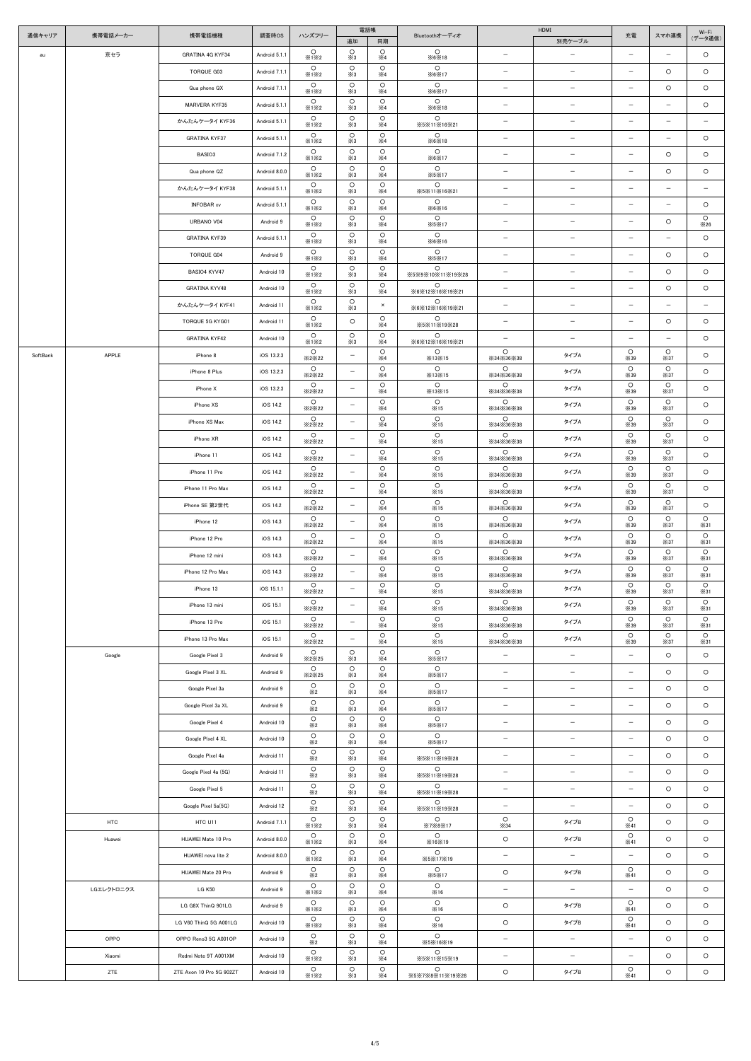| 通信キャリア | 携帯電話メーカー | 携帯電話機種 | 調査時OS | ハンズフリー | 電話帳 | | Bluetoothオーディオ | HDMI | | 充電 | スマホ連携 | Wi-Fi（データ通信） |
|---|---|---|---|---|---|---|---|---|---|---|---|---|
| | | | | | 追加 | 同期 | | | 別売ケーブル | | | |
| au | 京セラ | GRATINA 4G KYF34 | Android 5.1.1 | ○ ※1※2 | ○ ※3 | ○ ※4 | ○ ※6※18 | – | – | – | – | ○ |
| | | TORQUE G03 | Android 7.1.1 | ○ ※1※2 | ○ ※3 | ○ ※4 | ○ ※6※17 | – | – | – | ○ | ○ |
| | | Qua phone QX | Android 7.1.1 | ○ ※1※2 | ○ ※3 | ○ ※4 | ○ ※6※17 | – | – | – | ○ | ○ |
| | | MARVERA KYF35 | Android 5.1.1 | ○ ※1※2 | ○ ※3 | ○ ※4 | ○ ※6※18 | – | – | – | – | ○ |
| | | かんたんケータイ KYF36 | Android 5.1.1 | ○ ※1※2 | ○ ※3 | ○ ※4 | ○ ※5※11※16※21 | – | – | – | – | – |
| | | GRATINA KYF37 | Android 5.1.1 | ○ ※1※2 | ○ ※3 | ○ ※4 | ○ ※6※18 | – | – | – | – | ○ |
| | | BASIO3 | Android 7.1.2 | ○ ※1※2 | ○ ※3 | ○ ※4 | ○ ※6※17 | – | – | – | ○ | ○ |
| | | Qua phone QZ | Android 8.0.0 | ○ ※1※2 | ○ ※3 | ○ ※4 | ○ ※5※17 | – | – | – | ○ | ○ |
| | | かんたんケータイ KYF38 | Android 5.1.1 | ○ ※1※2 | ○ ※3 | ○ ※4 | ○ ※5※11※16※21 | – | – | – | – | – |
| | | INFOBAR xv | Android 5.1.1 | ○ ※1※2 | ○ ※3 | ○ ※4 | ○ ※6※16 | – | – | – | – | ○ |
| | | URBANO V04 | Android 9 | ○ ※1※2 | ○ ※3 | ○ ※4 | ○ ※5※17 | – | – | – | ○ | ○ ※26 |
| | | GRATINA KYF39 | Android 5.1.1 | ○ ※1※2 | ○ ※3 | ○ ※4 | ○ ※6※16 | – | – | – | – | ○ |
| | | TORQUE G04 | Android 9 | ○ ※1※2 | ○ ※3 | ○ ※4 | ○ ※5※17 | – | – | – | ○ | ○ |
| | | BASIO4 KYV47 | Android 10 | ○ ※1※2 | ○ ※3 | ○ ※4 | ○ ※5※9※10※11※19※28 | – | – | – | ○ | ○ |
| | | GRATINA KYV48 | Android 10 | ○ ※1※2 | ○ ※3 | ○ ※4 | ○ ※6※12※16※19※21 | – | – | – | ○ | ○ |
| | | かんたんケータイ KYF41 | Android 11 | ○ ※1※2 | ○ ※3 | × | ○ ※6※12※16※19※21 | – | – | – | – | – |
| | | TORQUE 5G KYG01 | Android 11 | ○ ※1※2 | ○ | ○ ※4 | ○ ※5※11※19※28 | – | – | – | ○ | ○ |
| | | GRATINA KYF42 | Android 10 | ○ ※1※2 | ○ ※3 | ○ ※4 | ○ ※6※12※16※19※21 | – | – | – | – | ○ |
| SoftBank | APPLE | iPhone 8 | iOS 13.2.3 | ○ ※2※22 | – | ○ ※4 | ○ ※13※15 | ○ ※34※36※38 | タイプA | ○ ※39 | ○ ※37 | ○ |
| | | iPhone 8 Plus | iOS 13.2.3 | ○ ※2※22 | – | ○ ※4 | ○ ※13※15 | ○ ※34※36※38 | タイプA | ○ ※39 | ○ ※37 | ○ |
| | | iPhone X | iOS 13.2.3 | ○ ※2※22 | – | ○ ※4 | ○ ※13※15 | ○ ※34※36※38 | タイプA | ○ ※39 | ○ ※37 | ○ |
| | | iPhone XS | iOS 14.2 | ○ ※2※22 | – | ○ ※4 | ○ ※15 | ○ ※34※36※38 | タイプA | ○ ※39 | ○ ※37 | ○ |
| | | iPhone XS Max | iOS 14.2 | ○ ※2※22 | – | ○ ※4 | ○ ※15 | ○ ※34※36※38 | タイプA | ○ ※39 | ○ ※37 | ○ |
| | | iPhone XR | iOS 14.2 | ○ ※2※22 | – | ○ ※4 | ○ ※15 | ○ ※34※36※38 | タイプA | ○ ※39 | ○ ※37 | ○ |
| | | iPhone 11 | iOS 14.2 | ○ ※2※22 | – | ○ ※4 | ○ ※15 | ○ ※34※36※38 | タイプA | ○ ※39 | ○ ※37 | ○ |
| | | iPhone 11 Pro | iOS 14.2 | ○ ※2※22 | – | ○ ※4 | ○ ※15 | ○ ※34※36※38 | タイプA | ○ ※39 | ○ ※37 | ○ |
| | | iPhone 11 Pro Max | iOS 14.2 | ○ ※2※22 | – | ○ ※4 | ○ ※15 | ○ ※34※36※38 | タイプA | ○ ※39 | ○ ※37 | ○ |
| | | iPhone SE 第2世代 | iOS 14.2 | ○ ※2※22 | – | ○ ※4 | ○ ※15 | ○ ※34※36※38 | タイプA | ○ ※39 | ○ ※37 | ○ |
| | | iPhone 12 | iOS 14.3 | ○ ※2※22 | – | ○ ※4 | ○ ※15 | ○ ※34※36※38 | タイプA | ○ ※39 | ○ ※37 | ○ ※31 |
| | | iPhone 12 Pro | iOS 14.3 | ○ ※2※22 | – | ○ ※4 | ○ ※15 | ○ ※34※36※38 | タイプA | ○ ※39 | ○ ※37 | ○ ※31 |
| | | iPhone 12 mini | iOS 14.3 | ○ ※2※22 | – | ○ ※4 | ○ ※15 | ○ ※34※36※38 | タイプA | ○ ※39 | ○ ※37 | ○ ※31 |
| | | iPhone 12 Pro Max | iOS 14.3 | ○ ※2※22 | – | ○ ※4 | ○ ※15 | ○ ※34※36※38 | タイプA | ○ ※39 | ○ ※37 | ○ ※31 |
| | | iPhone 13 | iOS 15.1.1 | ○ ※2※22 | – | ○ ※4 | ○ ※15 | ○ ※34※36※38 | タイプA | ○ ※39 | ○ ※37 | ○ ※31 |
| | | iPhone 13 mini | iOS 15.1 | ○ ※2※22 | – | ○ ※4 | ○ ※15 | ○ ※34※36※38 | タイプA | ○ ※39 | ○ ※37 | ○ ※31 |
| | | iPhone 13 Pro | iOS 15.1 | ○ ※2※22 | – | ○ ※4 | ○ ※15 | ○ ※34※36※38 | タイプA | ○ ※39 | ○ ※37 | ○ ※31 |
| | | iPhone 13 Pro Max | iOS 15.1 | ○ ※2※22 | – | ○ ※4 | ○ ※15 | ○ ※34※36※38 | タイプA | ○ ※39 | ○ ※37 | ○ ※31 |
| | Google | Google Pixel 3 | Android 9 | ○ ※2※25 | ○ ※3 | ○ ※4 | ○ ※5※17 | – | – | – | ○ | ○ |
| | | Google Pixel 3 XL | Android 9 | ○ ※2※25 | ○ ※3 | ○ ※4 | ○ ※5※17 | – | – | – | ○ | ○ |
| | | Google Pixel 3a | Android 9 | ○ ※2 | ○ ※3 | ○ ※4 | ○ ※5※17 | – | – | – | ○ | ○ |
| | | Google Pixel 3a XL | Android 9 | ○ ※2 | ○ ※3 | ○ ※4 | ○ ※5※17 | – | – | – | ○ | ○ |
| | | Google Pixel 4 | Android 10 | ○ ※2 | ○ ※3 | ○ ※4 | ○ ※5※17 | – | – | – | ○ | ○ |
| | | Google Pixel 4 XL | Android 10 | ○ ※2 | ○ ※3 | ○ ※4 | ○ ※5※17 | – | – | – | ○ | ○ |
| | | Google Pixel 4a | Android 11 | ○ ※2 | ○ ※3 | ○ ※4 | ○ ※5※11※19※28 | – | – | – | ○ | ○ |
| | | Google Pixel 4a (5G) | Android 11 | ○ ※2 | ○ ※3 | ○ ※4 | ○ ※5※11※19※28 | – | – | – | ○ | ○ |
| | | Google Pixel 5 | Android 11 | ○ ※2 | ○ ※3 | ○ ※4 | ○ ※5※11※19※28 | – | – | – | ○ | ○ |
| | | Google Pixel 5a(5G) | Android 12 | ○ ※2 | ○ ※3 | ○ ※4 | ○ ※5※11※19※28 | – | – | – | ○ | ○ |
| | HTC | HTC U11 | Android 7.1.1 | ○ ※1※2 | ○ ※3 | ○ ※4 | ○ ※7※8※17 | ○ ※34 | タイプB | ○ ※41 | ○ | ○ |
| | Huawei | HUAWEI Mate 10 Pro | Android 8.0.0 | ○ ※1※2 | ○ ※3 | ○ ※4 | ○ ※16※19 | ○ | タイプB | ○ ※41 | ○ | ○ |
| | | HUAWEI nova lite 2 | Android 8.0.0 | ○ ※1※2 | ○ ※3 | ○ ※4 | ○ ※5※17※19 | – | – | – | ○ | ○ |
| | | HUAWEI Mate 20 Pro | Android 9 | ○ ※2 | ○ ※3 | ○ ※4 | ○ ※5※17 | ○ | タイプB | ○ ※41 | ○ | ○ |
| | LGエレクトロニクス | LG K50 | Android 9 | ○ ※1※2 | ○ ※3 | ○ ※4 | ○ ※16 | – | – | – | ○ | ○ |
| | | LG G8X ThinQ 901LG | Android 9 | ○ ※1※2 | ○ ※3 | ○ ※4 | ○ ※16 | ○ | タイプB | ○ ※41 | ○ | ○ |
| | | LG V60 ThinQ 5G A001LG | Android 10 | ○ ※1※2 | ○ ※3 | ○ ※4 | ○ ※16 | ○ | タイプB | ○ ※41 | ○ | ○ |
| | OPPO | OPPO Reno3 5G A001OP | Android 10 | ○ ※2 | ○ ※3 | ○ ※4 | ○ ※5※16※19 | – | – | – | ○ | ○ |
| | Xiaomi | Redmi Note 9T A001XM | Android 10 | ○ ※1※2 | ○ ※3 | ○ ※4 | ○ ※5※11※15※19 | – | – | – | ○ | ○ |
| | ZTE | ZTE Axon 10 Pro 5G 902ZT | Android 10 | ○ ※1※2 | ○ ※3 | ○ ※4 | ○ ※5※7※8※11※19※28 | ○ | タイプB | ○ ※41 | ○ | ○ |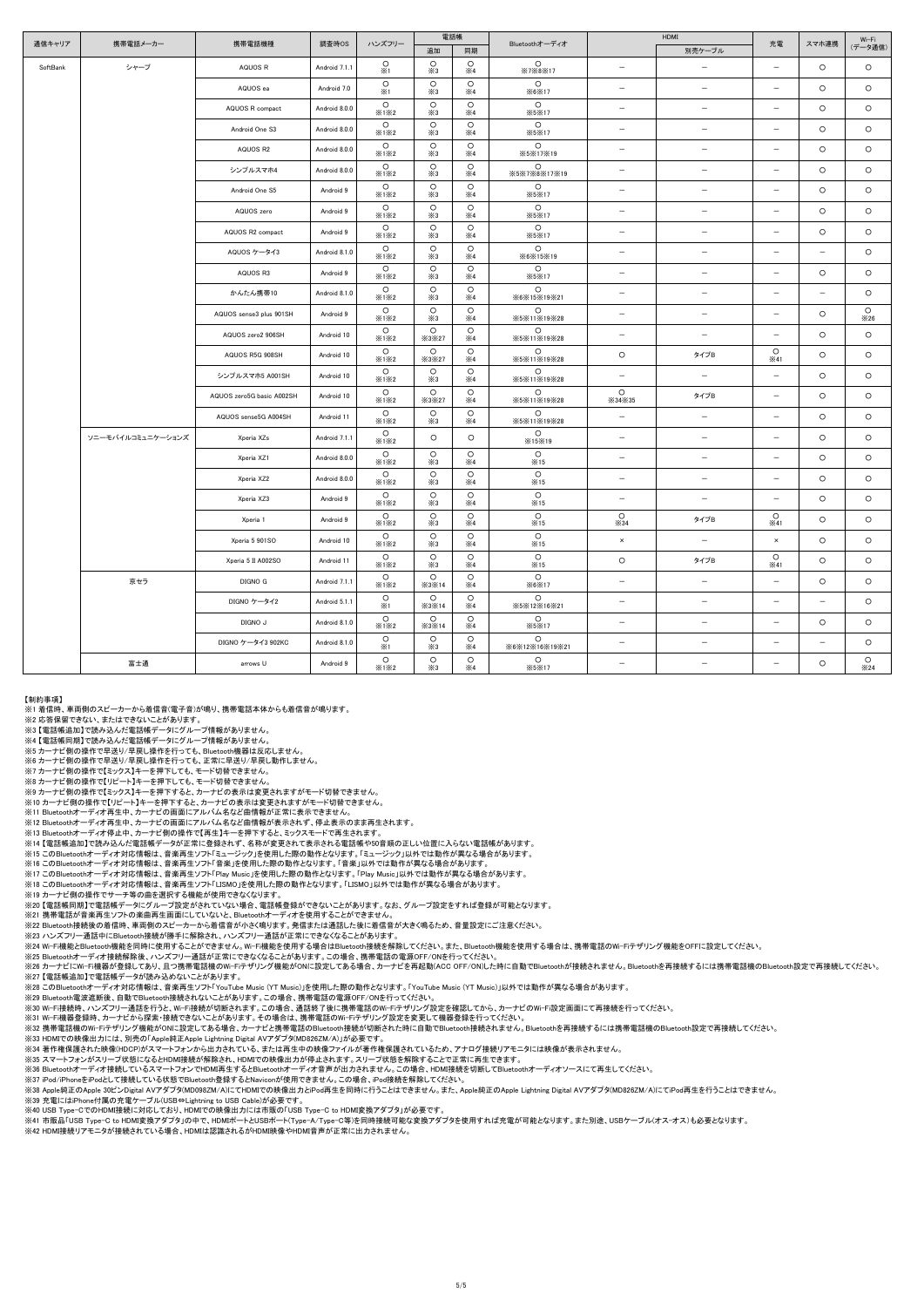| 通信キャリア | 携帯電話メーカー | 携帯電話機種 | 調査時OS | ハンズフリー | 電話帳 | | Bluetoothオーディオ | HDMI | | 充電 | スマホ連携 | Wi-Fi（データ通信） |
|---|---|---|---|---|---|---|---|---|---|---|---|---|
| | | | | | 追加 | 同期 | | | 別売ケーブル | | | |
| SoftBank | シャープ | AQUOS R | Android 7.1.1 | ○ ※1 | ○ ※3 | ○ ※4 | ○ ※7※8※17 | ― | ― | ― | ○ | ○ |
| | | AQUOS ea | Android 7.0 | ○ ※1 | ○ ※3 | ○ ※4 | ○ ※6※17 | ― | ― | ― | ○ | ○ |
| | | AQUOS R compact | Android 8.0.0 | ○ ※1※2 | ○ ※3 | ○ ※4 | ○ ※5※17 | ― | ― | ― | ○ | ○ |
| | | Android One S3 | Android 8.0.0 | ○ ※1※2 | ○ ※3 | ○ ※4 | ○ ※5※17 | ― | ― | ― | ○ | ○ |
| | | AQUOS R2 | Android 8.0.0 | ○ ※1※2 | ○ ※3 | ○ ※4 | ○ ※5※17※19 | ― | ― | ― | ○ | ○ |
| | | シンプルスマホ4 | Android 8.0.0 | ○ ※1※2 | ○ ※3 | ○ ※4 | ○ ※5※7※8※17※19 | ― | ― | ― | ○ | ○ |
| | | Android One S5 | Android 9 | ○ ※1※2 | ○ ※3 | ○ ※4 | ○ ※5※17 | ― | ― | ― | ○ | ○ |
| | | AQUOS zero | Android 9 | ○ ※1※2 | ○ ※3 | ○ ※4 | ○ ※5※17 | ― | ― | ― | ○ | ○ |
| | | AQUOS R2 compact | Android 9 | ○ ※1※2 | ○ ※3 | ○ ※4 | ○ ※5※17 | ― | ― | ― | ○ | ○ |
| | | AQUOS ケータイ3 | Android 8.1.0 | ○ ※1※2 | ○ ※3 | ○ ※4 | ○ ※6※15※19 | ― | ― | ― | ― | ○ |
| | | AQUOS R3 | Android 9 | ○ ※1※2 | ○ ※3 | ○ ※4 | ○ ※5※17 | ― | ― | ― | ○ | ○ |
| | | かんたん携帯10 | Android 8.1.0 | ○ ※1※2 | ○ ※3 | ○ ※4 | ○ ※6※15※19※21 | ― | ― | ― | ― | ○ |
| | | AQUOS sense3 plus 901SH | Android 9 | ○ ※1※2 | ○ ※3 | ○ ※4 | ○ ※5※11※19※28 | ― | ― | ― | ○ | ○ ※26 |
| | | AQUOS zero2 906SH | Android 10 | ○ ※1※2 | ○ ※3※27 | ○ ※4 | ○ ※5※11※19※28 | ― | ― | ― | ○ | ○ |
| | | AQUOS R5G 908SH | Android 10 | ○ ※1※2 | ○ ※3※27 | ○ ※4 | ○ ※5※11※19※28 | ○ | タイプB | ○ ※41 | ○ | ○ |
| | | シンプルスマホ5 A001SH | Android 10 | ○ ※1※2 | ○ ※3 | ○ ※4 | ○ ※5※11※19※28 | ― | ― | ― | ○ | ○ |
| | | AQUOS zero5G basic A002SH | Android 10 | ○ ※1※2 | ○ ※3※27 | ○ ※4 | ○ ※5※11※19※28 | ○ ※34※35 | タイプB | ― | ○ | ○ |
| | | AQUOS sense5G A004SH | Android 11 | ○ ※1※2 | ○ ※3 | ○ ※4 | ○ ※5※11※19※28 | ― | ― | ― | ○ | ○ |
| | ソニーモバイルコミュニケーションズ | Xperia XZs | Android 7.1.1 | ○ ※1※2 | ○ | ○ | ○ ※15※19 | ― | ― | ― | ○ | ○ |
| | | Xperia XZ1 | Android 8.0.0 | ○ ※1※2 | ○ ※3 | ○ ※4 | ○ ※15 | ― | ― | ― | ○ | ○ |
| | | Xperia XZ2 | Android 8.0.0 | ○ ※1※2 | ○ ※3 | ○ ※4 | ○ ※15 | ― | ― | ― | ○ | ○ |
| | | Xperia XZ3 | Android 9 | ○ ※1※2 | ○ ※3 | ○ ※4 | ○ ※15 | ― | ― | ― | ○ | ○ |
| | | Xperia 1 | Android 9 | ○ ※1※2 | ○ ※3 | ○ ※4 | ○ ※15 | ○ ※34 | タイプB | ○ ※41 | ○ | ○ |
| | | Xperia 5 901SO | Android 10 | ○ ※1※2 | ○ ※3 | ○ ※4 | ○ ※15 | × | ― | × | ○ | ○ |
| | | Xperia 5 II A002SO | Android 11 | ○ ※1※2 | ○ ※3 | ○ ※4 | ○ ※15 | ○ | タイプB | ○ ※41 | ○ | ○ |
| | 京セラ | DIGNO G | Android 7.1.1 | ○ ※1※2 | ○ ※3※14 | ○ ※4 | ○ ※6※17 | ― | ― | ― | ○ | ○ |
| | | DIGNO ケータイ2 | Android 5.1.1 | ○ ※1 | ○ ※3※14 | ○ ※4 | ○ ※5※12※16※21 | ― | ― | ― | ― | ○ |
| | | DIGNO J | Android 8.1.0 | ○ ※1※2 | ○ ※3※14 | ○ ※4 | ○ ※5※17 | ― | ― | ― | ○ | ○ |
| | | DIGNO ケータイ3 902KC | Android 8.1.0 | ○ ※1 | ○ ※3 | ○ ※4 | ○ ※6※12※16※19※21 | ― | ― | ― | ― | ○ |
| | 富士通 | arrows U | Android 9 | ○ ※1※2 | ○ ※3 | ○ ※4 | ○ ※5※17 | ― | ― | ― | ○ | ○ ※24 |

【制約事項】
※1 着信時、車両側のスピーカーから着信音(電子音)が鳴り、携帯電話本体からも着信音が鳴ります。
※2 応答保留できない、またはできないことがあります。
※3【電話帳追加】で読み込んだ電話帳データにグループ情報がありません。
※4【電話帳同期】で読み込んだ電話帳データにグループ情報がありません。
※5 カーナビ側の操作で早送り/早戻し操作を行っても、Bluetooth機器は反応しません。
※6 カーナビ側の操作で早送り/早戻し操作を行っても、正常に早送り/早戻し動作しません。
※7 カーナビ側の操作で【ミックス】キーを押下しても、モード切替できません。
※8 カーナビ側の操作で【リピート】キーを押下しても、モード切替できません。
※9 カーナビ側の操作で【ミックス】キーを押下すると、カーナビの表示は変更されますがモード切替できません。
※10 カーナビ側の操作で【リピート】キーを押下すると、カーナビの表示は変更されますがモード切替できません。
※11 Bluetoothオーディオ再生中、カーナビの画面にアルバム名など曲情報が正常に表示できません。
※12 Bluetoothオーディオ再生中、カーナビの画面にアルバム名など曲情報が表示されず、停止表示のまま再生されます。
※13 Bluetoothオーディオ停止中、カーナビ側の操作で【再生】キーを押下すると、ミックスモードで再生されます。
※14【電話帳追加】で読み込んだ電話帳データが正常に登録されず、名称が変更されて表示される電話帳や50音順の正しい位置に入らない電話帳があります。
※15 このBluetoothオーディオ対応情報は、音楽再生ソフト「ミュージック」を使用した際の動作となります。「ミュージック」以外では動作が異なる場合があります。
※16 このBluetoothオーディオ対応情報は、音楽再生ソフト「音楽」を使用した際の動作となります。「音楽」以外では動作が異なる場合があります。
※17 このBluetoothオーディオ対応情報は、音楽再生ソフト「Play Music」を使用した際の動作となります。「Play Music」以外では動作が異なる場合があります。
※18 このBluetoothオーディオ対応情報は、音楽再生ソフト「LISMO」を使用した際の動作となります。「LISMO」以外では動作が異なる場合があります。
※19 カーナビ側の操作でサーチ等の曲を選択する機能が使用できなくなります。
※20【電話帳同期】で電話帳データにグループ設定がされていない場合、電話帳登録ができないことがあります。なお、グループ設定をすれば登録が可能となります。
※21 携帯電話が音楽再生ソフトの楽曲再生画面にしていないと、Bluetoothオーディオを使用することができません。
※22 Bluetooth接続後の着信時、車両側のスピーカーから着信音が小さく鳴ります。発信または通話した後に着信音が大きく鳴るため、音量設定にご注意ください。
※23 ハンズフリー通話中にBluetooth接続が勝手に解除され、ハンズフリー通話が正常にできなくなることがあります。
※24 Wi-Fi機能とBluetooth機能を同時に使用することができません。Wi-Fi機能を使用する場合はBluetooth接続を解除してください。また、Bluetooth機能を使用する場合は、携帯電話のWi-Fiテザリング機能をOFFに設定してください。
※25 Bluetoothオーディオ接続解除後、ハンズフリー通話が正常にできなくなることがあります。この場合、携帯電話の電源OFF/ONを行ってください。
※26 カーナビにWi-Fi機器が登録してあり、且つ携帯電話機のWi-Fiテザリング機能がONに設定してある場合、カーナビを再起動(ACC OFF/ON)した時に自動でBluetoothが接続されません。Bluetoothを再接続するには携帯電話機のBluetooth設定で再接続してください。
※27【電話帳追加】で電話帳データが読み込めないことがあります。
※28 このBluetoothオーディオ対応情報は、音楽再生ソフト「YouTube Music (YT Music)」を使用した際の動作となります。「YouTube Music (YT Music)」以外では動作が異なる場合があります。
※29 Bluetooth電波遮断後、自動でBluetooth接続されないことがあります。この場合、携帯電話の電源OFF/ONを行ってください。
※30 Wi-Fi接続時、ハンズフリー通話を行うと、Wi-Fi接続が切断されます。この場合、通話終了後に携帯電話のWi-Fiテザリング設定を確認してから、カーナビのWi-Fi設定画面にて再接続を行ってください。
※31 Wi-Fi機器登録時、カーナビから探索・接続できないことがあります。その場合は、携帯電話のWi-Fiテザリング設定を変更して機器登録を行ってください。
※32 携帯電話機のWi-Fiテザリング機能がONに設定してある場合、カーナビと携帯電話のBluetooth接続が切断された時に自動でBluetooth接続されません。Bluetoothを再接続するには携帯電話機のBluetooth設定で再接続してください。
※33 HDMIでの映像出力には、別売の「Apple純正Apple Lightning Digital AVアダプタ(MD826ZM/A)」が必要です。
※34 著作権保護された映像(HDCP)がスマートフォンから出力されている、または再生中の映像ファイルが著作権保護されているため、アナログ接続リアモニタには映像が表示されません。
※35 スマートフォンがスリープ状態になるとHDMI接続が解除され、HDMIでの映像出力が停止されます。スリープ状態を解除することで正常に再生できます。
※36 Bluetoothオーディオ接続しているスマートフォンでHDMI再生するとBluetoothオーディオ音声が出力されません。この場合、HDMI接続を切断してBluetoothオーディオソースにて再生してください。
※37 iPod/iPhoneをiPodとして接続している状態でBluetooth登録するとNaviconが使用できません。この場合、iPod接続を解除してください。
※38 Apple純正のApple 30ピンDigital AVアダプタ(MD098ZM/A)にてHDMIでの映像出力とiPod再生を同時に行うことはできません。また、Apple純正のApple Lightning Digital AVアダプタ(MD826ZM/A)にてiPod再生を行うことはできません。
※39 充電にはiPhone付属の充電ケーブル(USB⇔Lightning to USB Cable)が必要です。
※40 USB Type-CでのHDMI接続に対応しており、HDMIでの映像出力には市販の「USB Type-C to HDMI変換アダプタ」が必要です。
※41 市販品「USB Type-C to HDMI変換アダプタ」の中で、HDMIポートとUSBポート(Type-A/Type-C等)を同時接続可能な変換アダプタを使用すれば充電が可能となります。また別途、USBケーブル(オス-オス)も必要となります。
※42 HDMI接続リアモニタが接続されている場合、HDMIは認識されるがHDMI映像やHDMI音声が正常に出力されません。